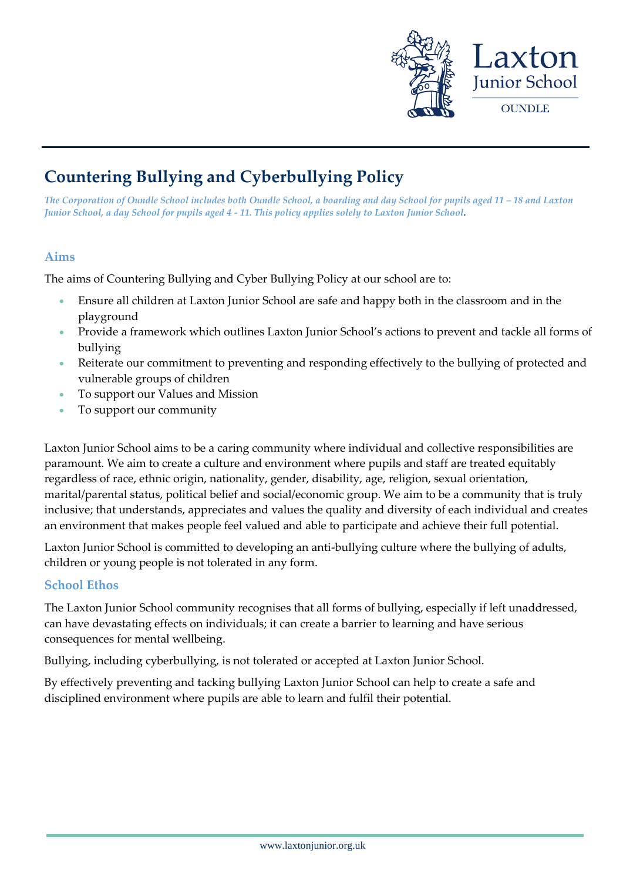# Countering Bullying and Cyberbullying Policy

*The Corporation of Oundle School includes both Oundle School, a boarding and day School for pupils aged 11 – 18 and Laxton Junior School, a day School for pupils aged 4 - 11. This policy applies solely to Laxton Junior School.*

## Aims

The aims of Countering Bullying and Cyber Bullying Policy at our school are to:

- Ensure all children at Laxton Junior School are safe and happy both in the classroom and in the playground
- Provide a framework which outlines Laxton Junior School's actions to prevent and tackle all forms of bullying
- Reiterate our commitment to preventing and responding effectively to the bullying of protected and vulnerable groups of children
- To support our Values and Mission
- To support our community

Laxton Junior School aims to be a caring community where individual and collective responsibilities are paramount. We aim to create a culture and environment where pupils and staff are treated equitably regardless of race, ethnic origin, nationality, gender, disability, age, religion, sexual orientation, marital/parental status, political belief and social/economic group. We aim to be a community that is truly inclusive; that understands, appreciates and values the quality and diversity of each individual and creates an environment that makes people feel valued and able to participate and achieve their full potential.

Laxton Junior School is committed to developing an anti-bullying culture where the bullying of adults, children or young people is not tolerated in any form.

## School Ethos

The Laxton Junior School community recognises that all forms of bullying, especially if left unaddressed, can have devastating effects on individuals; it can create a barrier to learning and have serious consequences for mental wellbeing.

Bullying, including cyberbullying, is not tolerated or accepted at Laxton Junior School.

By effectively preventing and tacking bullying Laxton Junior School can help to create a safe and disciplined environment where pupils are able to learn and fulfil their potential.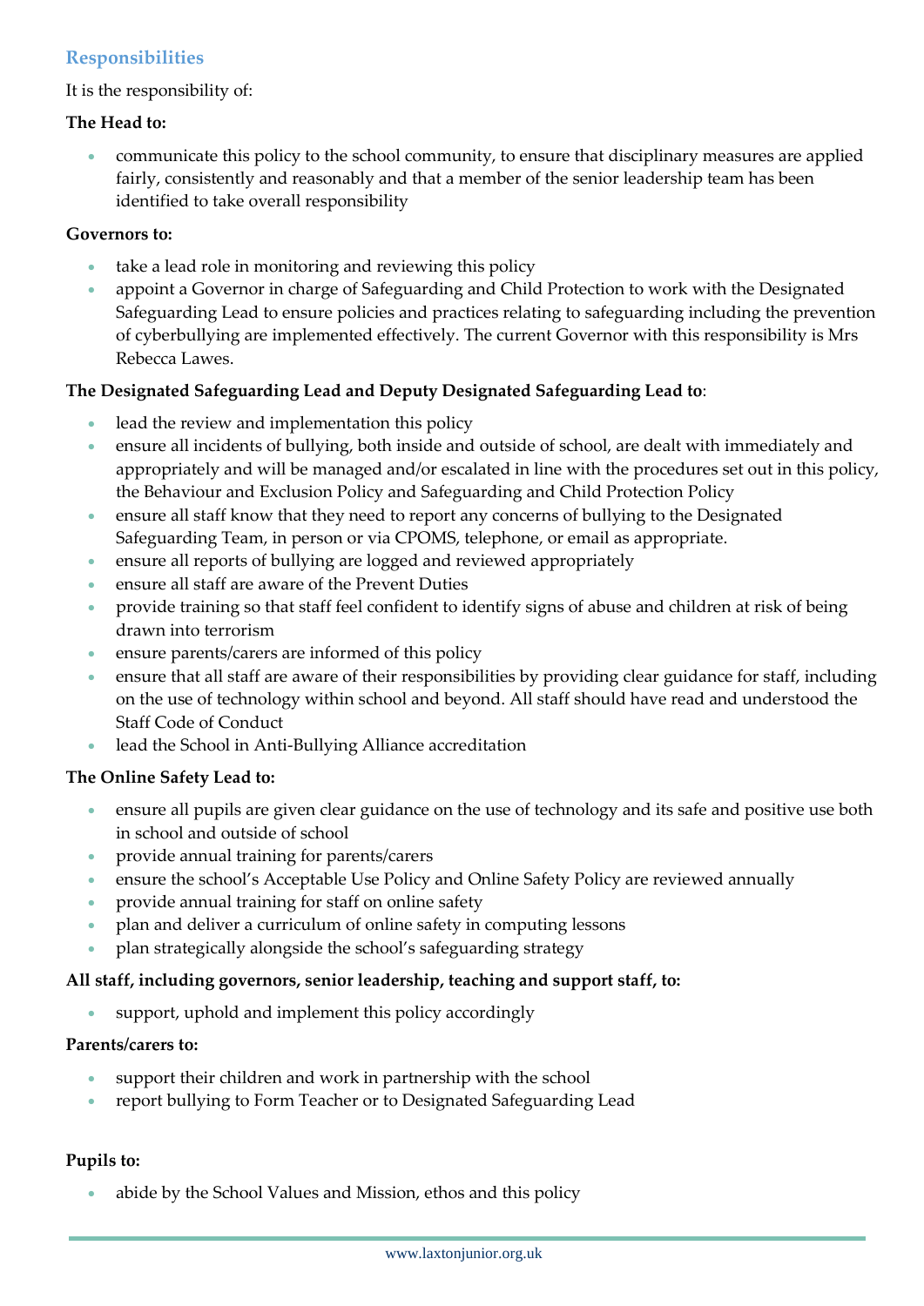## Responsibilities

It is the responsibility of:

**The Head to:**

- communicate this policy to the school community, to ensure that disciplinary measures are applied fairly, consistently and reasonably and that a member of the senior leadership team has been identified to take overall responsibility

**Governors to:**

- take a lead role in monitoring and reviewing this policy
- appoint a Governor in charge of Safeguarding and Child Protection to work with the Designated Safeguarding Lead to ensure policies and practices relating to safeguarding including the prevention of cyberbullying are implemented effectively. The current Governor with this responsibility is Mrs Rebecca Lawes.

**The Designated Safeguarding Lead and Deputy Designated Safeguarding Lead to**:

- lead the review and implementation this policy
- ensure all incidents of bullying, both inside and outside of school, are dealt with immediately and appropriately and will be managed and/or escalated in line with the procedures set out in this policy, the Behaviour and Exclusion Policy and Safeguarding and Child Protection Policy
- ensure all staff know that they need to report any concerns of bullying to the Designated Safeguarding Team, in person or via CPOMS, telephone, or email as appropriate.
- ensure all reports of bullying are logged and reviewed appropriately
- ensure all staff are aware of the Prevent Duties
- provide training so that staff feel confident to identify signs of abuse and children at risk of being drawn into terrorism
- ensure parents/carers are informed of this policy
- ensure that all staff are aware of their responsibilities by providing clear guidance for staff, including on the use of technology within school and beyond. All staff should have read and understood the Staff Code of Conduct
- lead the School in Anti-Bullying Alliance accreditation

**The Online Safety Lead to:**

- ensure all pupils are given clear guidance on the use of technology and its safe and positive use both in school and outside of school
- provide annual training for parents/carers
- ensure the school's Acceptable Use Policy and Online Safety Policy are reviewed annually
- provide annual training for staff on online safety
- plan and deliver a curriculum of online safety in computing lessons
- plan strategically alongside the school's safeguarding strategy

**All staff, including governors, senior leadership, teaching and support staff, to:**

- support, uphold and implement this policy accordingly

**Parents/carers to:**

- support their children and work in partnership with the school
- report bullying to Form Teacher or to Designated Safeguarding Lead

**Pupils to:**

- abide by the School Values and Mission, ethos and this policy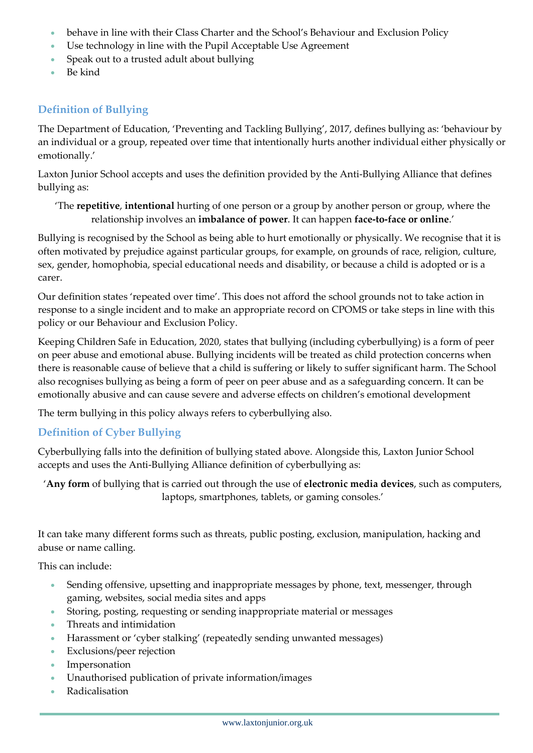- behave in line with their Class Charter and the School's Behaviour and Exclusion Policy
- Use technology in line with the Pupil Acceptable Use Agreement
- Speak out to a trusted adult about bullying
- Be kind

## Definition of Bullying

The Department of Education, 'Preventing and Tackling Bullying', 2017, defines bullying as: 'behaviour by an individual or a group, repeated over time that intentionally hurts another individual either physically or emotionally.'

Laxton Junior School accepts and uses the definition provided by the Anti-Bullying Alliance that defines bullying as:

'The **repetitive**, **intentional** hurting of one person or a group by another person or group, where the relationship involves an **imbalance of power**. It can happen **face-to-face or online**.'

Bullying is recognised by the School as being able to hurt emotionally or physically. We recognise that it is often motivated by prejudice against particular groups, for example, on grounds of race, religion, culture, sex, gender, homophobia, special educational needs and disability, or because a child is adopted or is a carer.

Our definition states 'repeated over time'. This does not afford the school grounds not to take action in response to a single incident and to make an appropriate record on CPOMS or take steps in line with this policy or our Behaviour and Exclusion Policy.

Keeping Children Safe in Education, 2020, states that bullying (including cyberbullying) is a form of peer on peer abuse and emotional abuse. Bullying incidents will be treated as child protection concerns when there is reasonable cause of believe that a child is suffering or likely to suffer significant harm. The School also recognises bullying as being a form of peer on peer abuse and as a safeguarding concern. It can be emotionally abusive and can cause severe and adverse effects on children's emotional development

The term bullying in this policy always refers to cyberbullying also.

## Definition of Cyber Bullying

Cyberbullying falls into the definition of bullying stated above. Alongside this, Laxton Junior School accepts and uses the Anti-Bullying Alliance definition of cyberbullying as:

'**Any form** of bullying that is carried out through the use of **electronic media devices**, such as computers, laptops, smartphones, tablets, or gaming consoles.'

It can take many different forms such as threats, public posting, exclusion, manipulation, hacking and abuse or name calling.

This can include:

- Sending offensive, upsetting and inappropriate messages by phone, text, messenger, through gaming, websites, social media sites and apps
- Storing, posting, requesting or sending inappropriate material or messages
- Threats and intimidation
- Harassment or 'cyber stalking' (repeatedly sending unwanted messages)
- Exclusions/peer rejection
- Impersonation
- Unauthorised publication of private information/images
- Radicalisation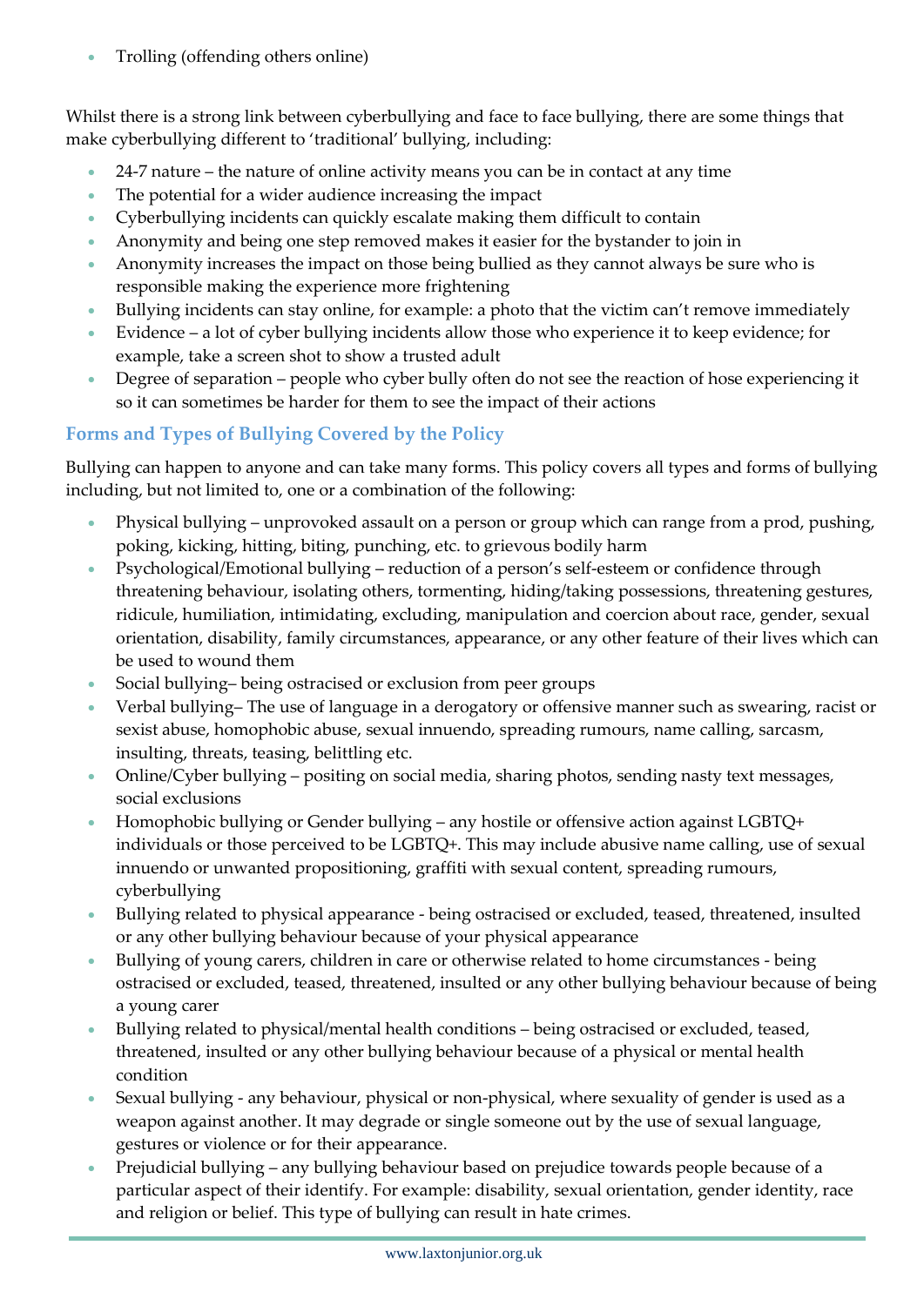- Trolling (offending others online)

Whilst there is a strong link between cyberbullying and face to face bullying, there are some things that make cyberbullying different to 'traditional' bullying, including:

- 24-7 nature – the nature of online activity means you can be in contact at any time
- The potential for a wider audience increasing the impact
- Cyberbullying incidents can quickly escalate making them difficult to contain
- Anonymity and being one step removed makes it easier for the bystander to join in
- Anonymity increases the impact on those being bullied as they cannot always be sure who is responsible making the experience more frightening
- Bullying incidents can stay online, for example: a photo that the victim can't remove immediately
- Evidence – a lot of cyber bullying incidents allow those who experience it to keep evidence; for example, take a screen shot to show a trusted adult
- Degree of separation – people who cyber bully often do not see the reaction of hose experiencing it so it can sometimes be harder for them to see the impact of their actions

## Forms and Types of Bullying Covered by the Policy

Bullying can happen to anyone and can take many forms. This policy covers all types and forms of bullying including, but not limited to, one or a combination of the following:

- Physical bullying – unprovoked assault on a person or group which can range from a prod, pushing, poking, kicking, hitting, biting, punching, etc. to grievous bodily harm
- Psychological/Emotional bullying – reduction of a person's self-esteem or confidence through threatening behaviour, isolating others, tormenting, hiding/taking possessions, threatening gestures, ridicule, humiliation, intimidating, excluding, manipulation and coercion about race, gender, sexual orientation, disability, family circumstances, appearance, or any other feature of their lives which can be used to wound them
- Social bullying– being ostracised or exclusion from peer groups
- Verbal bullying– The use of language in a derogatory or offensive manner such as swearing, racist or sexist abuse, homophobic abuse, sexual innuendo, spreading rumours, name calling, sarcasm, insulting, threats, teasing, belittling etc.
- Online/Cyber bullying – positing on social media, sharing photos, sending nasty text messages, social exclusions
- Homophobic bullying or Gender bullying – any hostile or offensive action against LGBTQ+ individuals or those perceived to be LGBTQ+. This may include abusive name calling, use of sexual innuendo or unwanted propositioning, graffiti with sexual content, spreading rumours, cyberbullying
- Bullying related to physical appearance - being ostracised or excluded, teased, threatened, insulted or any other bullying behaviour because of your physical appearance
- Bullying of young carers, children in care or otherwise related to home circumstances - being ostracised or excluded, teased, threatened, insulted or any other bullying behaviour because of being a young carer
- Bullying related to physical/mental health conditions – being ostracised or excluded, teased, threatened, insulted or any other bullying behaviour because of a physical or mental health condition
- Sexual bullying - any behaviour, physical or non-physical, where sexuality of gender is used as a weapon against another. It may degrade or single someone out by the use of sexual language, gestures or violence or for their appearance.
- Prejudicial bullying – any bullying behaviour based on prejudice towards people because of a particular aspect of their identify. For example: disability, sexual orientation, gender identity, race and religion or belief. This type of bullying can result in hate crimes.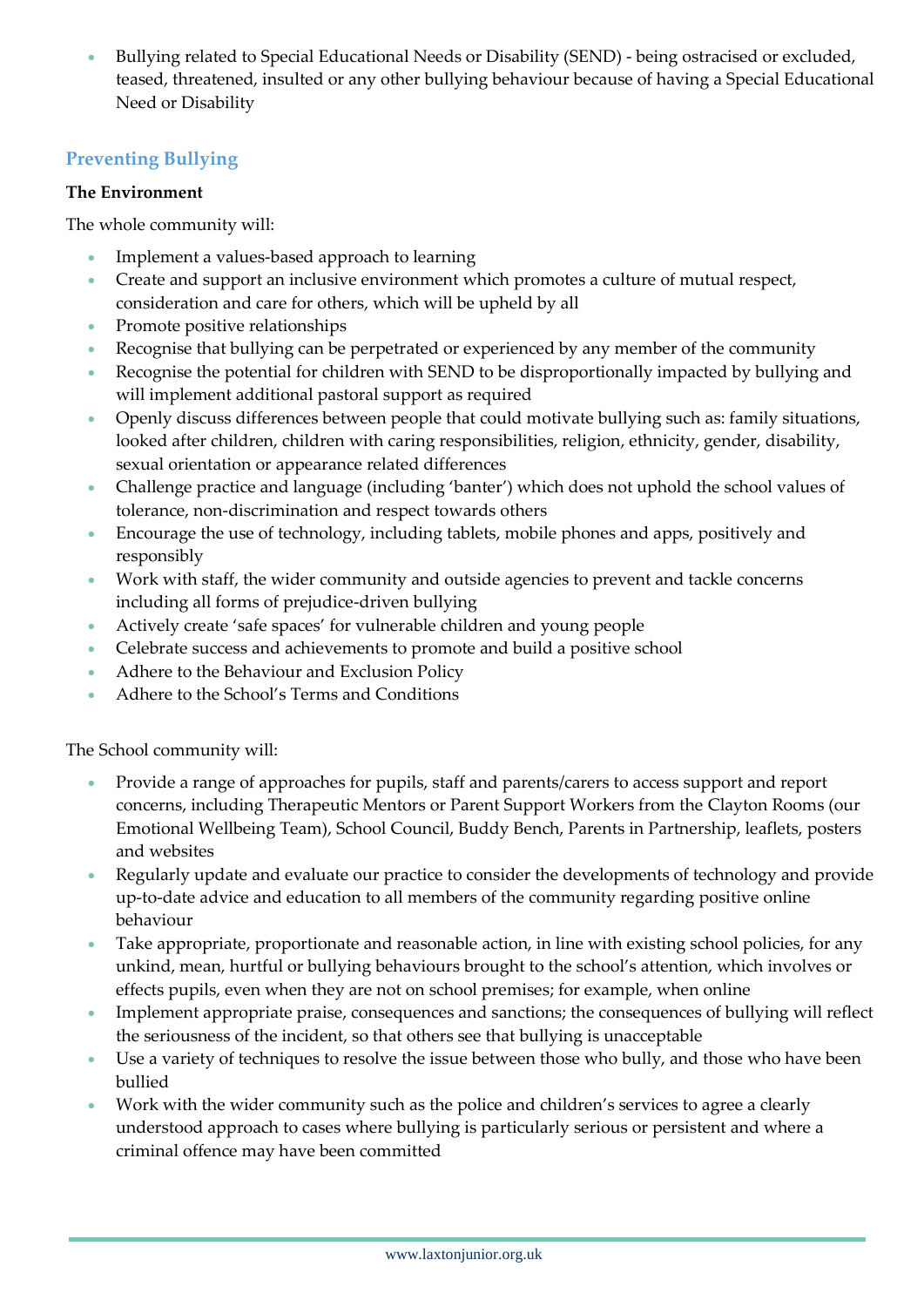- Bullying related to Special Educational Needs or Disability (SEND) - being ostracised or excluded, teased, threatened, insulted or any other bullying behaviour because of having a Special Educational Need or Disability

## Preventing Bullying

**The Environment**

The whole community will:

- Implement a values-based approach to learning
- Create and support an inclusive environment which promotes a culture of mutual respect, consideration and care for others, which will be upheld by all
- Promote positive relationships
- Recognise that bullying can be perpetrated or experienced by any member of the community
- Recognise the potential for children with SEND to be disproportionally impacted by bullying and will implement additional pastoral support as required
- Openly discuss differences between people that could motivate bullying such as: family situations, looked after children, children with caring responsibilities, religion, ethnicity, gender, disability, sexual orientation or appearance related differences
- Challenge practice and language (including 'banter') which does not uphold the school values of tolerance, non-discrimination and respect towards others
- Encourage the use of technology, including tablets, mobile phones and apps, positively and responsibly
- Work with staff, the wider community and outside agencies to prevent and tackle concerns including all forms of prejudice-driven bullying
- Actively create 'safe spaces' for vulnerable children and young people
- Celebrate success and achievements to promote and build a positive school
- Adhere to the Behaviour and Exclusion Policy
- Adhere to the School's Terms and Conditions

The School community will:

- Provide a range of approaches for pupils, staff and parents/carers to access support and report concerns, including Therapeutic Mentors or Parent Support Workers from the Clayton Rooms (our Emotional Wellbeing Team), School Council, Buddy Bench, Parents in Partnership, leaflets, posters and websites
- Regularly update and evaluate our practice to consider the developments of technology and provide up-to-date advice and education to all members of the community regarding positive online behaviour
- Take appropriate, proportionate and reasonable action, in line with existing school policies, for any unkind, mean, hurtful or bullying behaviours brought to the school's attention, which involves or effects pupils, even when they are not on school premises; for example, when online
- Implement appropriate praise, consequences and sanctions; the consequences of bullying will reflect the seriousness of the incident, so that others see that bullying is unacceptable
- Use a variety of techniques to resolve the issue between those who bully, and those who have been bullied
- Work with the wider community such as the police and children's services to agree a clearly understood approach to cases where bullying is particularly serious or persistent and where a criminal offence may have been committed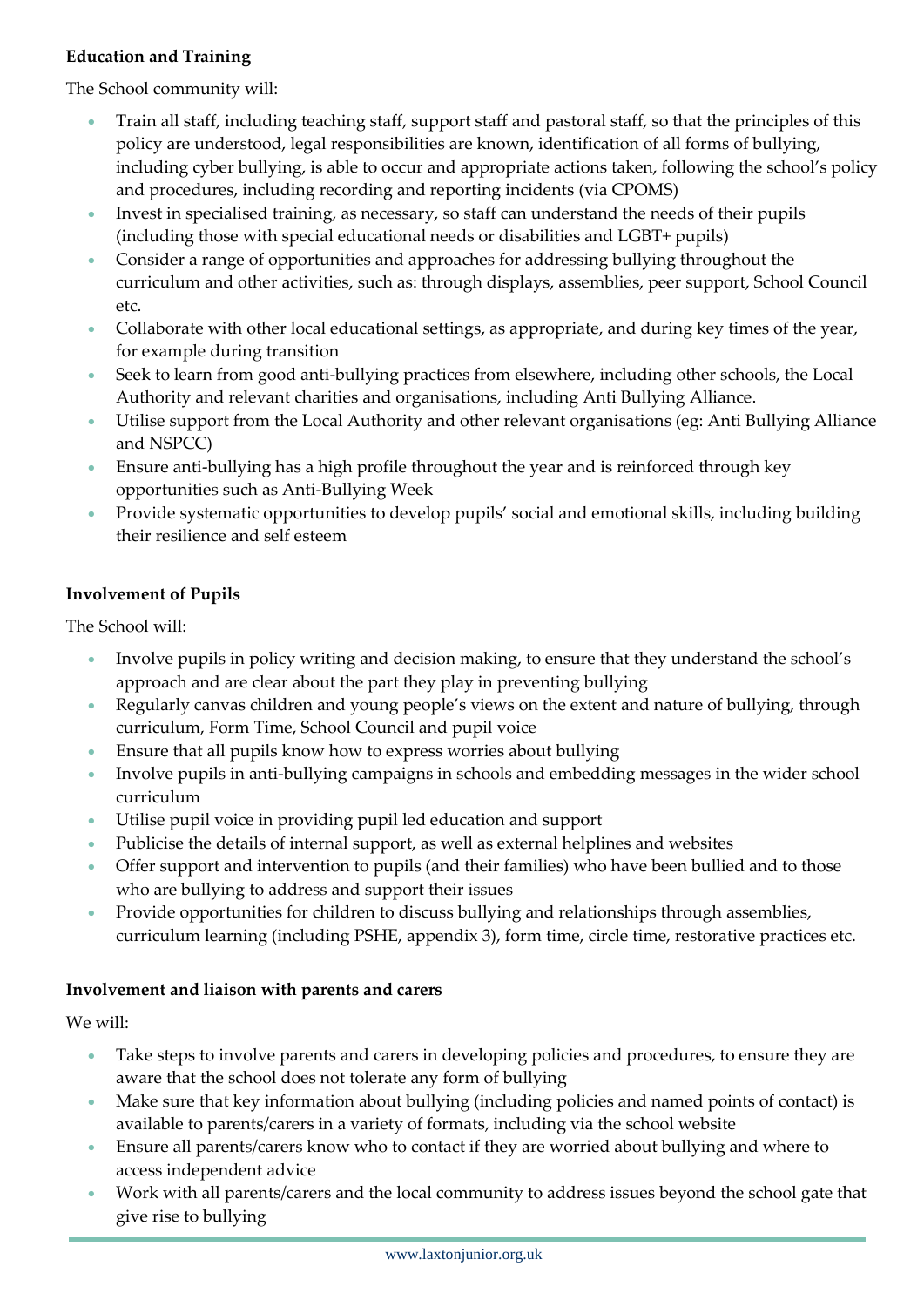**Education and Training**

The School community will:

- Train all staff, including teaching staff, support staff and pastoral staff, so that the principles of this policy are understood, legal responsibilities are known, identification of all forms of bullying, including cyber bullying, is able to occur and appropriate actions taken, following the school's policy and procedures, including recording and reporting incidents (via CPOMS)
- Invest in specialised training, as necessary, so staff can understand the needs of their pupils (including those with special educational needs or disabilities and LGBT+ pupils)
- Consider a range of opportunities and approaches for addressing bullying throughout the curriculum and other activities, such as: through displays, assemblies, peer support, School Council etc.
- Collaborate with other local educational settings, as appropriate, and during key times of the year, for example during transition
- Seek to learn from good anti-bullying practices from elsewhere, including other schools, the Local Authority and relevant charities and organisations, including Anti Bullying Alliance.
- Utilise support from the Local Authority and other relevant organisations (eg: Anti Bullying Alliance and NSPCC)
- Ensure anti-bullying has a high profile throughout the year and is reinforced through key opportunities such as Anti-Bullying Week
- Provide systematic opportunities to develop pupils' social and emotional skills, including building their resilience and self esteem

**Involvement of Pupils**

The School will:

- Involve pupils in policy writing and decision making, to ensure that they understand the school's approach and are clear about the part they play in preventing bullying
- Regularly canvas children and young people's views on the extent and nature of bullying, through curriculum, Form Time, School Council and pupil voice
- Ensure that all pupils know how to express worries about bullying
- Involve pupils in anti-bullying campaigns in schools and embedding messages in the wider school curriculum
- Utilise pupil voice in providing pupil led education and support
- Publicise the details of internal support, as well as external helplines and websites
- Offer support and intervention to pupils (and their families) who have been bullied and to those who are bullying to address and support their issues
- Provide opportunities for children to discuss bullying and relationships through assemblies, curriculum learning (including PSHE, appendix 3), form time, circle time, restorative practices etc.

**Involvement and liaison with parents and carers**

We will:

- Take steps to involve parents and carers in developing policies and procedures, to ensure they are aware that the school does not tolerate any form of bullying
- Make sure that key information about bullying (including policies and named points of contact) is available to parents/carers in a variety of formats, including via the school website
- Ensure all parents/carers know who to contact if they are worried about bullying and where to access independent advice
- Work with all parents/carers and the local community to address issues beyond the school gate that give rise to bullying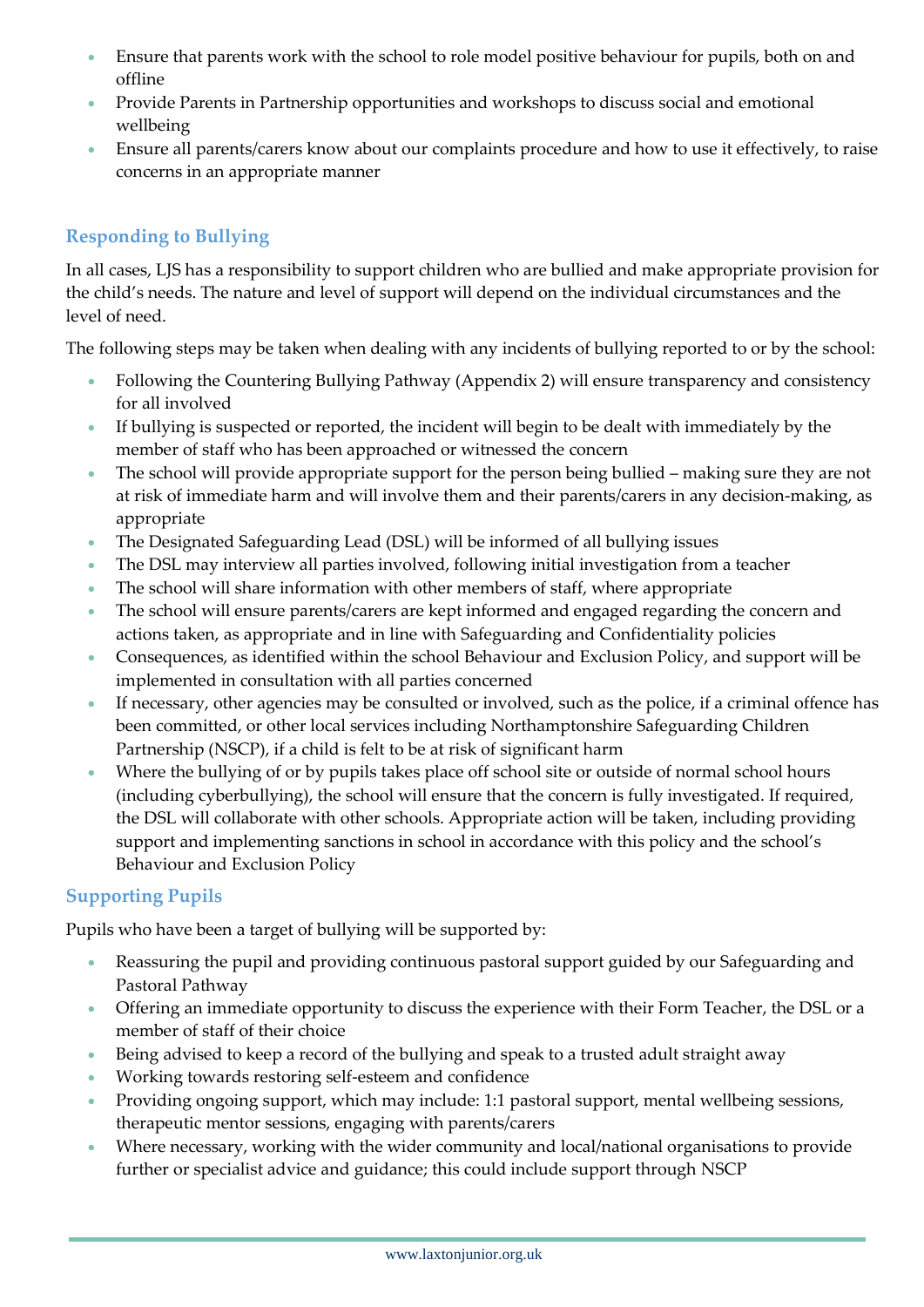- Ensure that parents work with the school to role model positive behaviour for pupils, both on and offline
- Provide Parents in Partnership opportunities and workshops to discuss social and emotional wellbeing
- Ensure all parents/carers know about our complaints procedure and how to use it effectively, to raise concerns in an appropriate manner

## Responding to Bullying

In all cases, LJS has a responsibility to support children who are bullied and make appropriate provision for the child's needs. The nature and level of support will depend on the individual circumstances and the level of need.

The following steps may be taken when dealing with any incidents of bullying reported to or by the school:

- Following the Countering Bullying Pathway (Appendix 2) will ensure transparency and consistency for all involved
- If bullying is suspected or reported, the incident will begin to be dealt with immediately by the member of staff who has been approached or witnessed the concern
- The school will provide appropriate support for the person being bullied – making sure they are not at risk of immediate harm and will involve them and their parents/carers in any decision-making, as appropriate
- The Designated Safeguarding Lead (DSL) will be informed of all bullying issues
- The DSL may interview all parties involved, following initial investigation from a teacher
- The school will share information with other members of staff, where appropriate
- The school will ensure parents/carers are kept informed and engaged regarding the concern and actions taken, as appropriate and in line with Safeguarding and Confidentiality policies
- Consequences, as identified within the school Behaviour and Exclusion Policy, and support will be implemented in consultation with all parties concerned
- If necessary, other agencies may be consulted or involved, such as the police, if a criminal offence has been committed, or other local services including Northamptonshire Safeguarding Children Partnership (NSCP), if a child is felt to be at risk of significant harm
- Where the bullying of or by pupils takes place off school site or outside of normal school hours (including cyberbullying), the school will ensure that the concern is fully investigated. If required, the DSL will collaborate with other schools. Appropriate action will be taken, including providing support and implementing sanctions in school in accordance with this policy and the school's Behaviour and Exclusion Policy

## Supporting Pupils

Pupils who have been a target of bullying will be supported by:

- Reassuring the pupil and providing continuous pastoral support guided by our Safeguarding and Pastoral Pathway
- Offering an immediate opportunity to discuss the experience with their Form Teacher, the DSL or a member of staff of their choice
- Being advised to keep a record of the bullying and speak to a trusted adult straight away
- Working towards restoring self-esteem and confidence
- Providing ongoing support, which may include: 1:1 pastoral support, mental wellbeing sessions, therapeutic mentor sessions, engaging with parents/carers
- Where necessary, working with the wider community and local/national organisations to provide further or specialist advice and guidance; this could include support through NSCP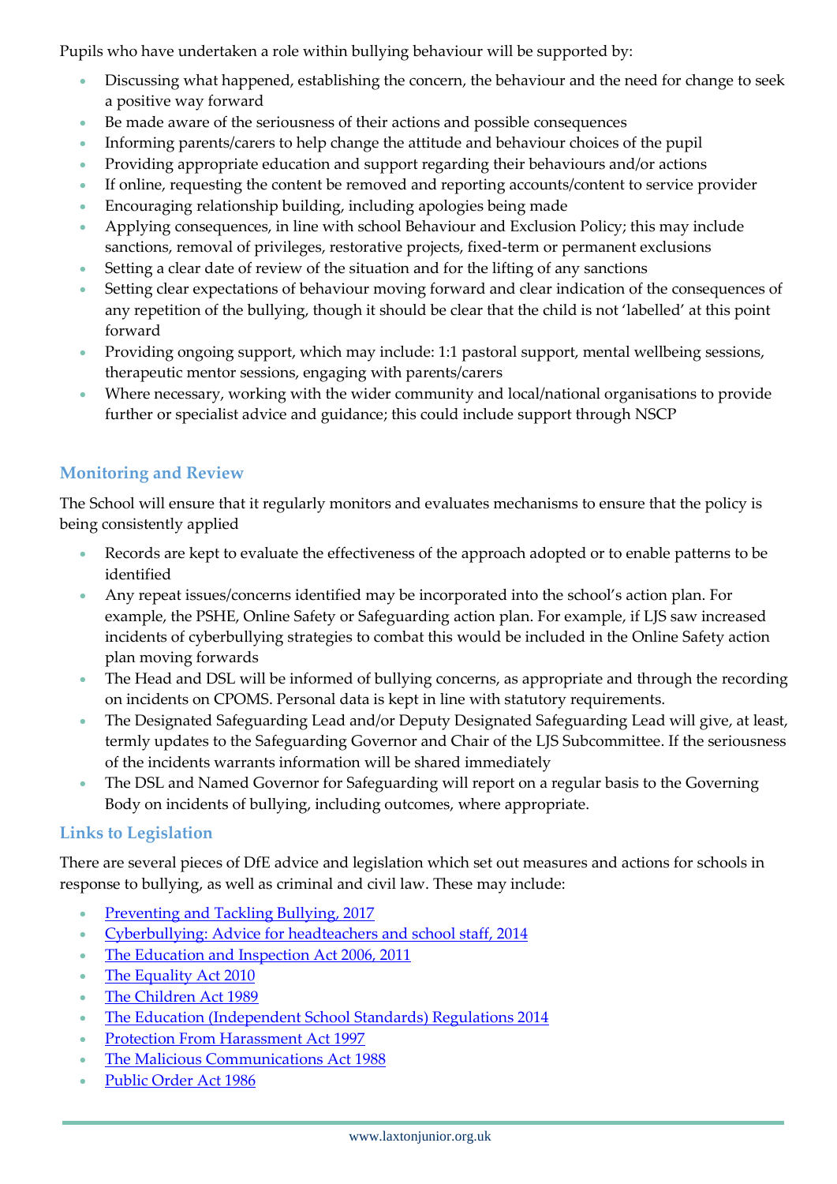Pupils who have undertaken a role within bullying behaviour will be supported by:

- Discussing what happened, establishing the concern, the behaviour and the need for change to seek a positive way forward
- Be made aware of the seriousness of their actions and possible consequences
- Informing parents/carers to help change the attitude and behaviour choices of the pupil
- Providing appropriate education and support regarding their behaviours and/or actions
- If online, requesting the content be removed and reporting accounts/content to service provider
- Encouraging relationship building, including apologies being made
- Applying consequences, in line with school Behaviour and Exclusion Policy; this may include sanctions, removal of privileges, restorative projects, fixed-term or permanent exclusions
- Setting a clear date of review of the situation and for the lifting of any sanctions
- Setting clear expectations of behaviour moving forward and clear indication of the consequences of any repetition of the bullying, though it should be clear that the child is not 'labelled' at this point forward
- Providing ongoing support, which may include: 1:1 pastoral support, mental wellbeing sessions, therapeutic mentor sessions, engaging with parents/carers
- Where necessary, working with the wider community and local/national organisations to provide further or specialist advice and guidance; this could include support through NSCP

## Monitoring and Review

The School will ensure that it regularly monitors and evaluates mechanisms to ensure that the policy is being consistently applied

- Records are kept to evaluate the effectiveness of the approach adopted or to enable patterns to be identified
- Any repeat issues/concerns identified may be incorporated into the school's action plan. For example, the PSHE, Online Safety or Safeguarding action plan. For example, if LJS saw increased incidents of cyberbullying strategies to combat this would be included in the Online Safety action plan moving forwards
- The Head and DSL will be informed of bullying concerns, as appropriate and through the recording on incidents on CPOMS. Personal data is kept in line with statutory requirements.
- The Designated Safeguarding Lead and/or Deputy Designated Safeguarding Lead will give, at least, termly updates to the Safeguarding Governor and Chair of the LJS Subcommittee. If the seriousness of the incidents warrants information will be shared immediately
- The DSL and Named Governor for Safeguarding will report on a regular basis to the Governing Body on incidents of bullying, including outcomes, where appropriate.

## Links to Legislation

There are several pieces of DfE advice and legislation which set out measures and actions for schools in response to bullying, as well as criminal and civil law. These may include:

- Preventing and Tackling Bullying, 2017
- Cyberbullying: Advice for headteachers and school staff, 2014
- The Education and Inspection Act 2006, 2011
- The Equality Act 2010
- The Children Act 1989
- The Education (Independent School Standards) Regulations 2014
- Protection From Harassment Act 1997
- The Malicious Communications Act 1988
- Public Order Act 1986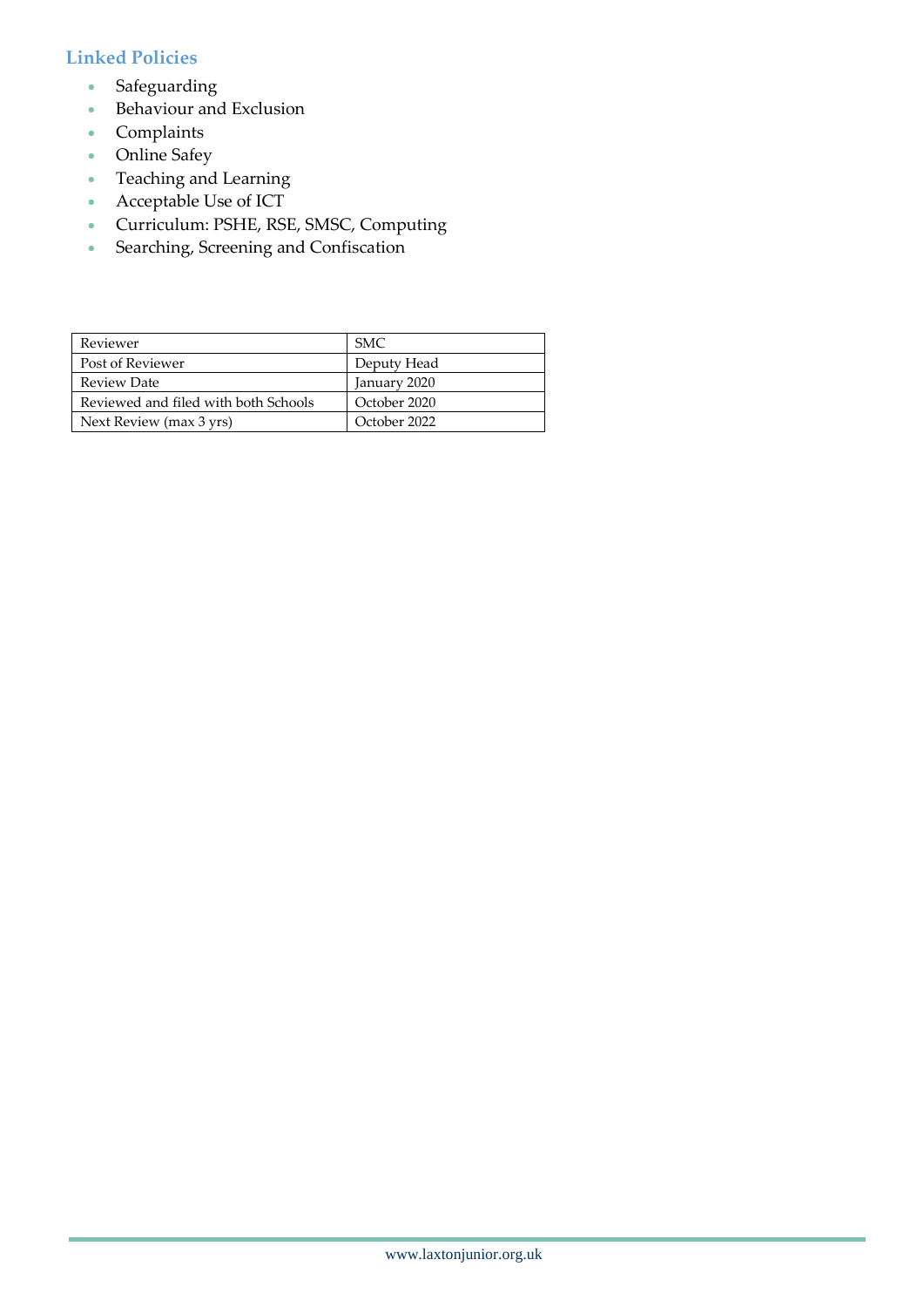## Linked Policies

- Safeguarding
- Behaviour and Exclusion
- Complaints
- Online Safey
- Teaching and Learning
- Acceptable Use of ICT
- Curriculum: PSHE, RSE, SMSC, Computing
- Searching, Screening and Confiscation

| Reviewer | SMC |
|---|---|
| Post of Reviewer | Deputy Head |
| Review Date | January 2020 |
| Reviewed and filed with both Schools | October 2020 |
| Next Review (max 3 yrs) | October 2022 |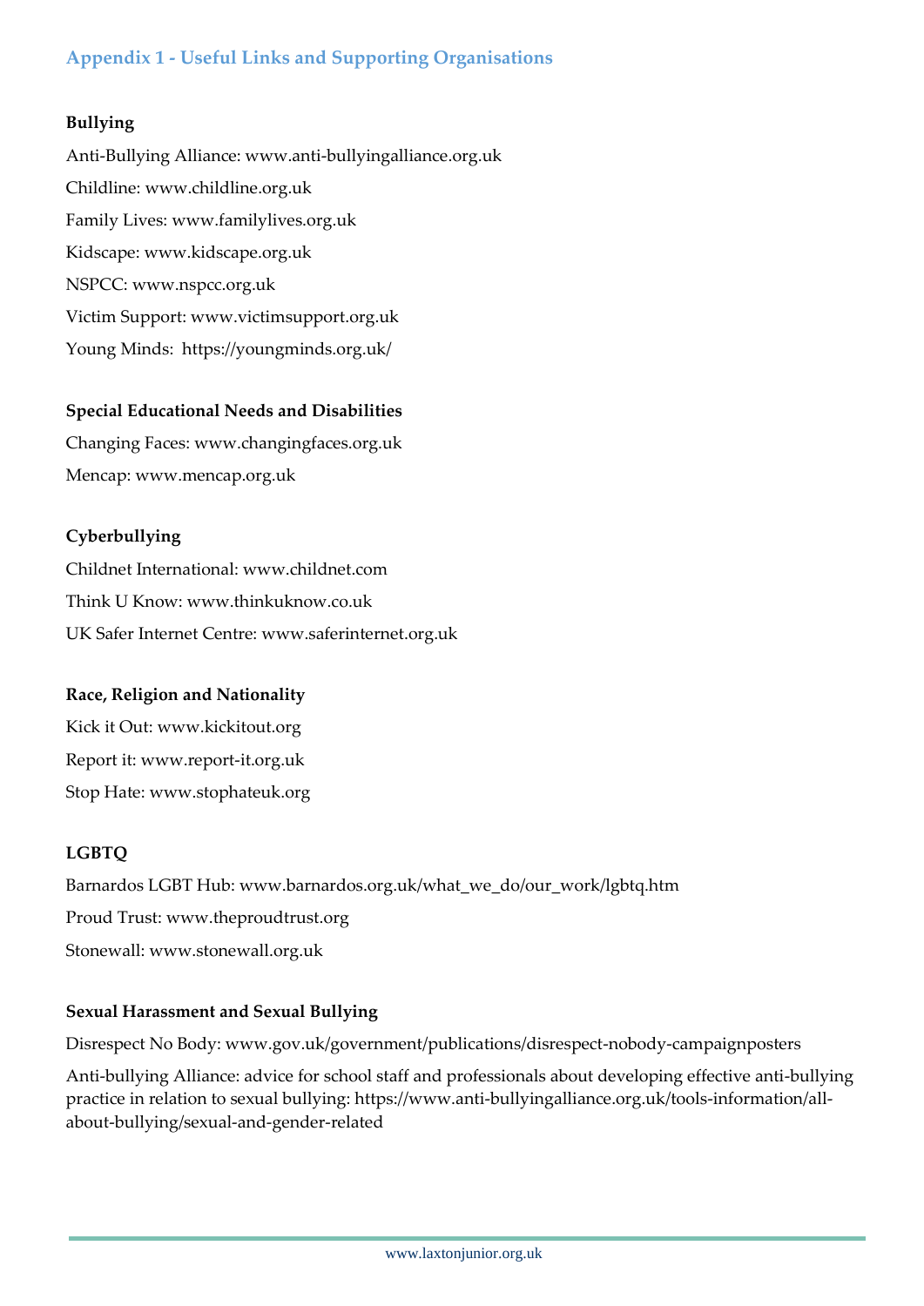## Appendix 1 - Useful Links and Supporting Organisations

**Bullying**

Anti-Bullying Alliance: www.anti-bullyingalliance.org.uk

Childline: www.childline.org.uk

Family Lives: www.familylives.org.uk

Kidscape: www.kidscape.org.uk

NSPCC: www.nspcc.org.uk

Victim Support: www.victimsupport.org.uk

Young Minds: https://youngminds.org.uk/

**Special Educational Needs and Disabilities**

Changing Faces: www.changingfaces.org.uk

Mencap: www.mencap.org.uk

**Cyberbullying**

Childnet International: www.childnet.com

Think U Know: www.thinkuknow.co.uk

UK Safer Internet Centre: www.saferinternet.org.uk

**Race, Religion and Nationality**

Kick it Out: www.kickitout.org

Report it: www.report-it.org.uk

Stop Hate: www.stophateuk.org

**LGBTQ**

Barnardos LGBT Hub: www.barnardos.org.uk/what_we_do/our_work/lgbtq.htm

Proud Trust: www.theproudtrust.org

Stonewall: www.stonewall.org.uk

**Sexual Harassment and Sexual Bullying**

Disrespect No Body: www.gov.uk/government/publications/disrespect-nobody-campaignposters

Anti-bullying Alliance: advice for school staff and professionals about developing effective anti-bullying practice in relation to sexual bullying: https://www.anti-bullyingalliance.org.uk/tools-information/all-about-bullying/sexual-and-gender-related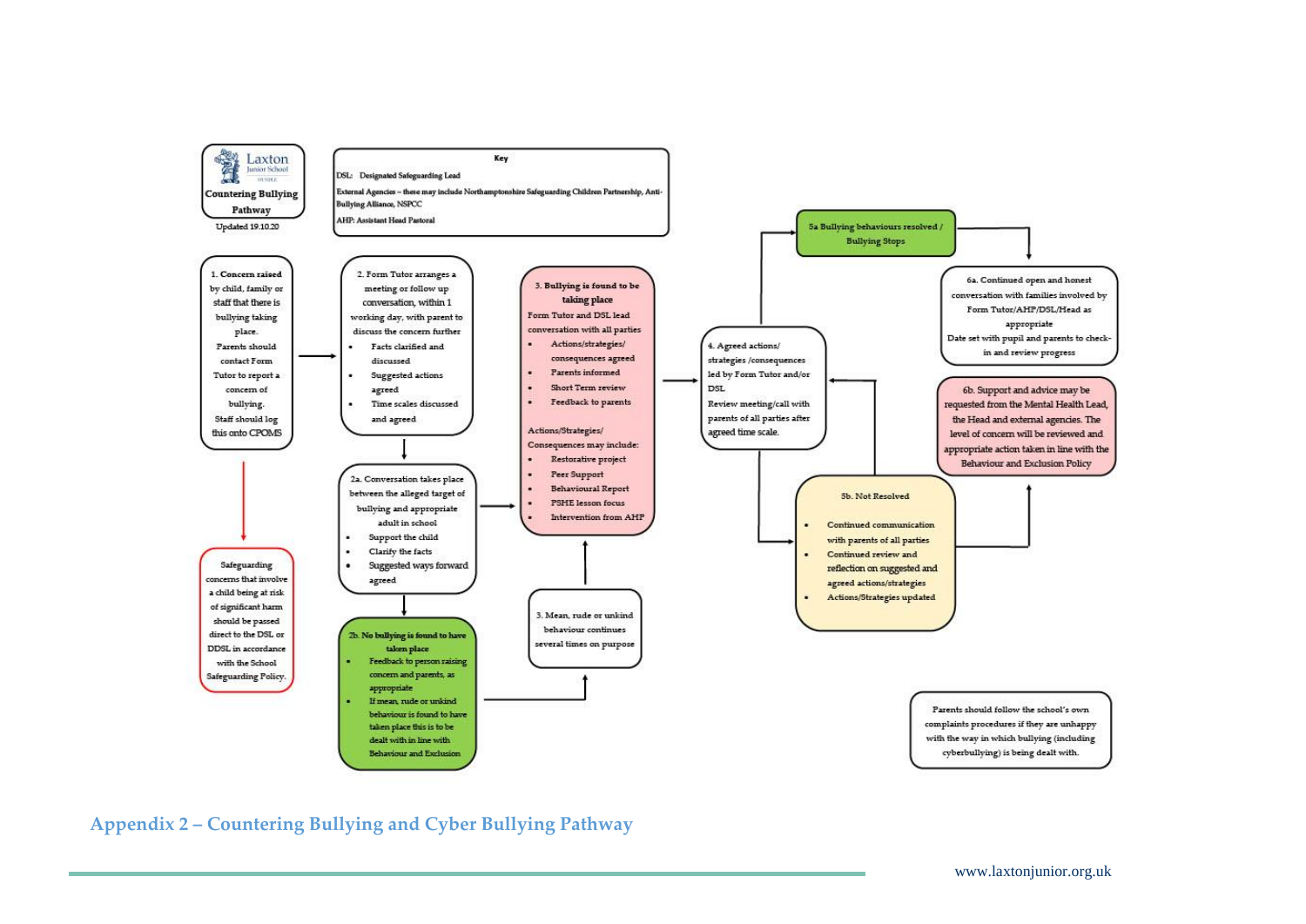**Laxton Junior School**

**Countering Bullying Pathway**

Updated 19.10.20

**Key**

DSL: Designated Safeguarding Lead

External Agencies – these may include Northamptonshire Safeguarding Children Partnership, Anti-Bullying Alliance, NSPCC

AHP: Assistant Head Pastoral

**1. Concern raised** by child, family or staff that there is bullying taking place.
Parents should contact Form Tutor to report a concern of bullying.
Staff should log this onto CPOMS

Safeguarding concerns that involve a child being at risk of significant harm should be passed direct to the DSL or DDSL in accordance with the School Safeguarding Policy.

2. Form Tutor arranges a meeting or follow up conversation, within 1 working day, with parent to discuss the concern further

- Facts clarified and discussed
- Suggested actions agreed
- Time scales discussed and agreed

2a. Conversation takes place between the alleged target of bullying and appropriate adult in school

- Support the child
- Clarify the facts
- Suggested ways forward agreed

**2b. No bullying is found to have taken place**

- Feedback to person raising concern and parents, as appropriate
- If mean, rude or unkind behaviour is found to have taken place this is to be dealt with in line with Behaviour and Exclusion

3. Mean, rude or unkind behaviour continues several times on purpose

**3. Bullying is found to be taking place**

Form Tutor and DSL lead conversation with all parties

- Actions/strategies/ consequences agreed
- Parents informed
- Short Term review
- Feedback to parents

Actions/Strategies/ Consequences may include:

- Restorative project
- Peer Support
- Behavioural Report
- PSHE lesson focus
- Intervention from AHP

4. Agreed actions/ strategies /consequences led by Form Tutor and/or DSL
Review meeting/call with parents of all parties after agreed time scale.

5a Bullying behaviours resolved / Bullying Stops

5b. Not Resolved

- Continued communication with parents of all parties
- Continued review and reflection on suggested and agreed actions/strategies
- Actions/Strategies updated

6a. Continued open and honest conversation with families involved by Form Tutor/AHP/DSL/Head as appropriate
Date set with pupil and parents to check-in and review progress

6b. Support and advice may be requested from the Mental Health Lead, the Head and external agencies. The level of concern will be reviewed and appropriate action taken in line with the Behaviour and Exclusion Policy

Parents should follow the school's own complaints procedures if they are unhappy with the way in which bullying (including cyberbullying) is being dealt with.

## Appendix 2 – Countering Bullying and Cyber Bullying Pathway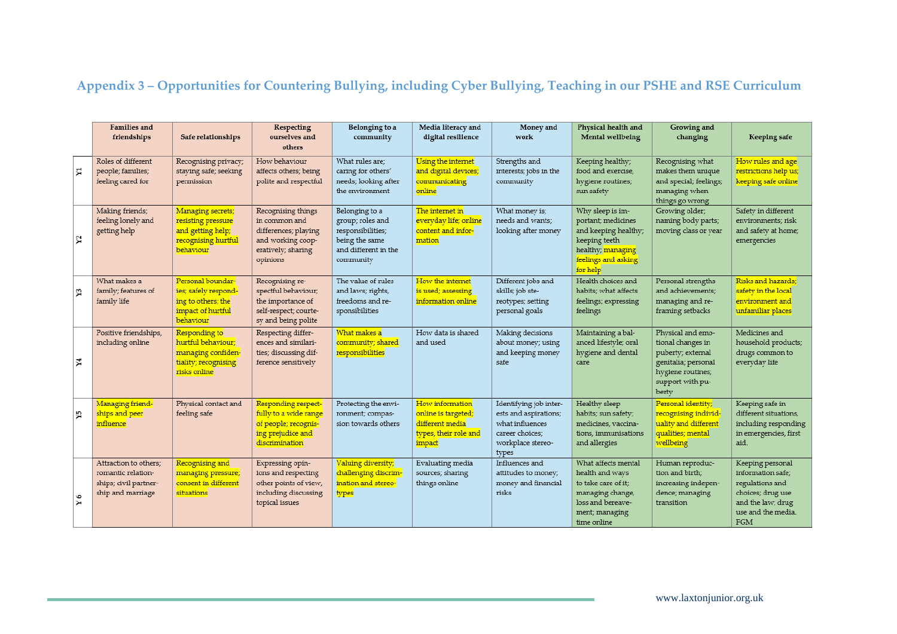## Appendix 3 – Opportunities for Countering Bullying, including Cyber Bullying, Teaching in our PSHE and RSE Curriculum

| | Families and friendships | Safe relationships | Respecting ourselves and others | Belonging to a community | Media literacy and digital resilience | Money and work | Physical health and Mental wellbeing | Growing and changing | Keeping safe |
|---|---|---|---|---|---|---|---|---|---|
| Y1 | Roles of different people; families; feeling cared for | Recognising privacy; staying safe; seeking permission | How behaviour affects others; being polite and respectful | What rules are; caring for others' needs; looking after the environment | Using the internet and digital devices; communicating online | Strengths and interests; jobs in the community | Keeping healthy; food and exercise, hygiene routines; sun safety | Recognising what makes them unique and special; feelings; managing when things go wrong | How rules and age restrictions help us; keeping safe online |
| Y2 | Making friends; feeling lonely and getting help | Managing secrets; resisting pressure and getting help; recognising hurtful behaviour | Recognising things in common and differences; playing and working cooperatively; sharing opinions | Belonging to a group; roles and responsibilities; being the same and different in the community | The internet in everyday life; online content and information | What money is; needs and wants; looking after money | Why sleep is important; medicines and keeping healthy; keeping teeth healthy; managing feelings and asking for help | Growing older; naming body parts; moving class or year | Safety in different environments; risk and safety at home; emergencies |
| Y3 | What makes a family; features of family life | Personal boundaries; safely responding to others; the impact of hurtful behaviour | Recognising respectful behaviour; the importance of self-respect; courtesy and being polite | The value of rules and laws; rights, freedoms and responsibilities | How the internet is used; assessing information online | Different jobs and skills; job stereotypes; setting personal goals | Health choices and habits; what affects feelings; expressing feelings | Personal strengths and achievements; managing and reframing setbacks | Risks and hazards; safety in the local environment and unfamiliar places |
| Y4 | Positive friendships, including online | Responding to hurtful behaviour; managing confidentiality; recognising risks online | Respecting differences and similarities; discussing difference sensitively | What makes a community; shared responsibilities | How data is shared and used | Making decisions about money; using and keeping money safe | Maintaining a balanced lifestyle; oral hygiene and dental care | Physical and emotional changes in puberty; external genitalia; personal hygiene routines; support with puberty | Medicines and household products; drugs common to everyday life |
| Y5 | Managing friendships and peer influence | Physical contact and feeling safe | Responding respectfully to a wide range of people; recognising prejudice and discrimination | Protecting the environment; compassion towards others | How information online is targeted; different media types, their role and impact | Identifying job interests and aspirations; what influences career choices; workplace stereotypes | Healthy sleep habits; sun safety; medicines, vaccinations, immunisations and allergies | Personal identity; recognising individuality and different qualities; mental wellbeing | Keeping safe in different situations, including responding in emergencies, first aid. |
| Y 6 | Attraction to others; romantic relationships; civil partnership and marriage | Recognising and managing pressure; consent in different situations | Expressing opinions and respecting other points of view, including discussing topical issues | Valuing diversity; challenging discrimination and stereotypes | Evaluating media sources; sharing things online | Influences and attitudes to money; money and financial risks | What affects mental health and ways to take care of it; managing change, loss and bereavement; managing time online | Human reproduction and birth; increasing independence; managing transition | Keeping personal information safe; regulations and choices; drug use and the law; drug use and the media. FGM |

www.laxtonjunior.org.uk